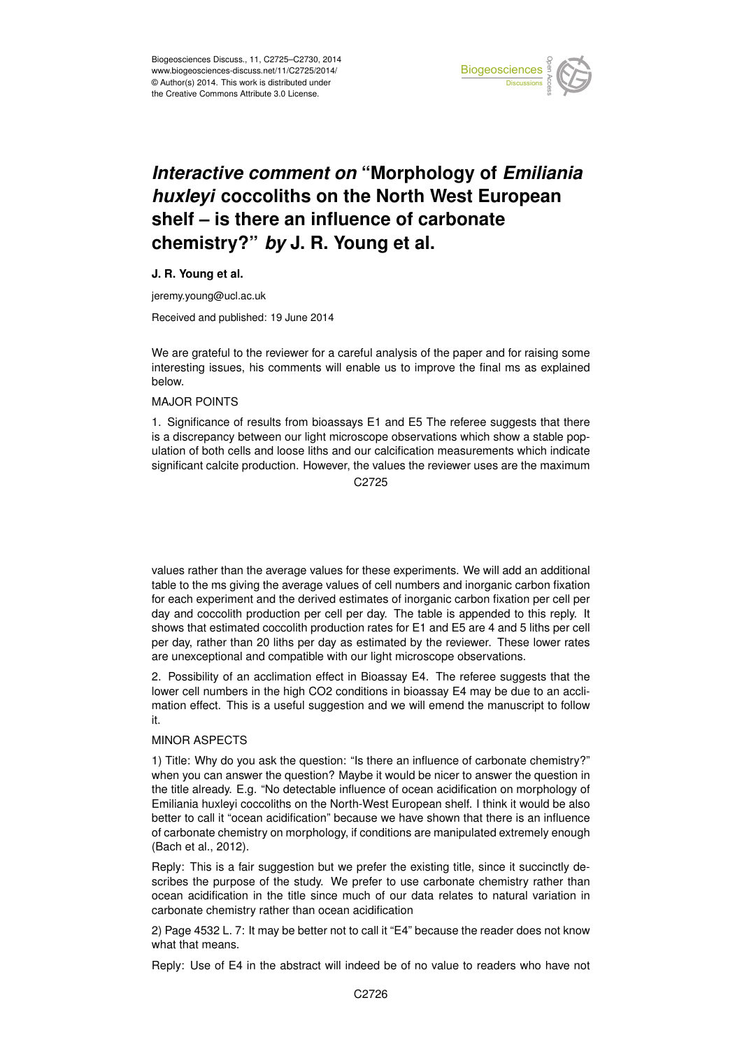# *Interactive comment on* "Morphology of *Emiliania huxleyi* coccoliths on the North West European shelf – is there an influence of carbonate chemistry?" *by* J. R. Young et al.

**J. R. Young et al.**

jeremy.young@ucl.ac.uk

Received and published: 19 June 2014

We are grateful to the reviewer for a careful analysis of the paper and for raising some interesting issues, his comments will enable us to improve the final ms as explained below.

MAJOR POINTS

1. Significance of results from bioassays E1 and E5 The referee suggests that there is a discrepancy between our light microscope observations which show a stable population of both cells and loose liths and our calcification measurements which indicate significant calcite production. However, the values the reviewer uses are the maximum values rather than the average values for these experiments. We will add an additional table to the ms giving the average values of cell numbers and inorganic carbon fixation for each experiment and the derived estimates of inorganic carbon fixation per cell per day and coccolith production per cell per day. The table is appended to this reply. It shows that estimated coccolith production rates for E1 and E5 are 4 and 5 liths per cell per day, rather than 20 liths per day as estimated by the reviewer. These lower rates are unexceptional and compatible with our light microscope observations.

2. Possibility of an acclimation effect in Bioassay E4. The referee suggests that the lower cell numbers in the high CO2 conditions in bioassay E4 may be due to an acclimation effect. This is a useful suggestion and we will emend the manuscript to follow it.

MINOR ASPECTS

1) Title: Why do you ask the question: "Is there an influence of carbonate chemistry?" when you can answer the question? Maybe it would be nicer to answer the question in the title already. E.g. "No detectable influence of ocean acidification on morphology of Emiliania huxleyi coccoliths on the North-West European shelf. I think it would be also better to call it "ocean acidification" because we have shown that there is an influence of carbonate chemistry on morphology, if conditions are manipulated extremely enough (Bach et al., 2012).

Reply: This is a fair suggestion but we prefer the existing title, since it succinctly describes the purpose of the study. We prefer to use carbonate chemistry rather than ocean acidification in the title since much of our data relates to natural variation in carbonate chemistry rather than ocean acidification

2) Page 4532 L. 7: It may be better not to call it "E4" because the reader does not know what that means.

Reply: Use of E4 in the abstract will indeed be of no value to readers who have not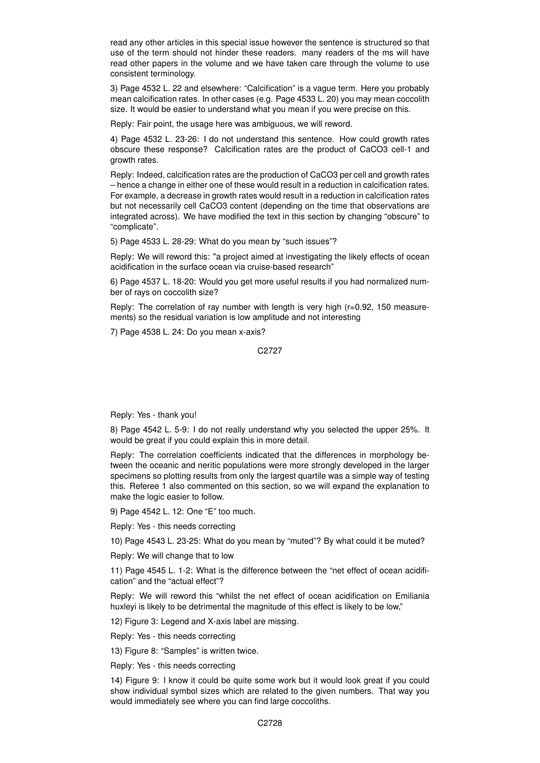read any other articles in this special issue however the sentence is structured so that use of the term should not hinder these readers. many readers of the ms will have read other papers in the volume and we have taken care through the volume to use consistent terminology.

3) Page 4532 L. 22 and elsewhere: "Calcification" is a vague term. Here you probably mean calcification rates. In other cases (e.g. Page 4533 L. 20) you may mean coccolith size. It would be easier to understand what you mean if you were precise on this.

Reply: Fair point, the usage here was ambiguous, we will reword.

4) Page 4532 L. 23-26: I do not understand this sentence. How could growth rates obscure these response? Calcification rates are the product of $CaCO_3$ $cell^{-1}$ and growth rates.

Reply: Indeed, calcification rates are the production of $CaCO_3$ per cell and growth rates – hence a change in either one of these would result in a reduction in calcification rates. For example, a decrease in growth rates would result in a reduction in calcification rates but not necessarily cell $CaCO_3$ content (depending on the time that observations are integrated across). We have modified the text in this section by changing "obscure" to "complicate".

5) Page 4533 L. 28-29: What do you mean by "such issues"?

Reply: We will reword this: "a project aimed at investigating the likely effects of ocean acidification in the surface ocean via cruise-based research"

6) Page 4537 L. 18-20: Would you get more useful results if you had normalized number of rays on coccolith size?

Reply: The correlation of ray number with length is very high (r=0.92, 150 measurements) so the residual variation is low amplitude and not interesting

7) Page 4538 L. 24: Do you mean x-axis?

Reply: Yes - thank you!

8) Page 4542 L. 5-9: I do not really understand why you selected the upper 25%. It would be great if you could explain this in more detail.

Reply: The correlation coefficients indicated that the differences in morphology between the oceanic and neritic populations were more strongly developed in the larger specimens so plotting results from only the largest quartile was a simple way of testing this. Referee 1 also commented on this section, so we will expand the explanation to make the logic easier to follow.

9) Page 4542 L. 12: One "E" too much.

Reply: Yes - this needs correcting

10) Page 4543 L. 23-25: What do you mean by "muted"? By what could it be muted?

Reply: We will change that to low

11) Page 4545 L. 1-2: What is the difference between the "net effect of ocean acidification" and the "actual effect"?

Reply: We will reword this "whilst the net effect of ocean acidification on Emiliania huxleyi is likely to be detrimental the magnitude of this effect is likely to be low,"

12) Figure 3: Legend and X-axis label are missing.

Reply: Yes - this needs correcting

13) Figure 8: "Samples" is written twice.

Reply: Yes - this needs correcting

14) Figure 9: I know it could be quite some work but it would look great if you could show individual symbol sizes which are related to the given numbers. That way you would immediately see where you can find large coccoliths.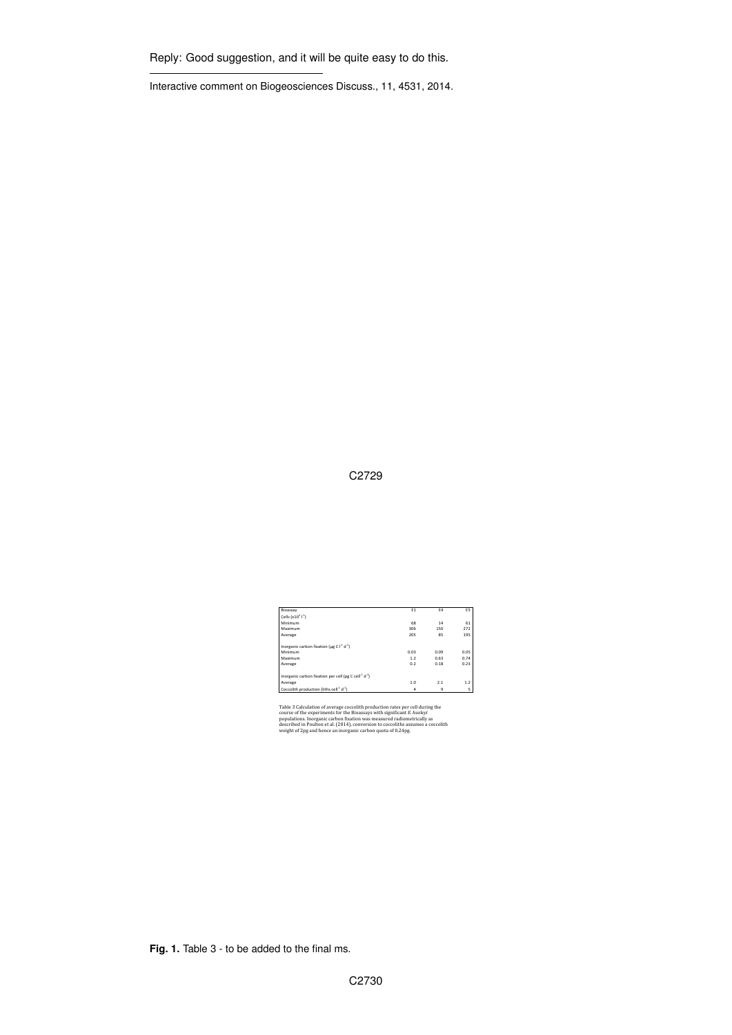Reply: Good suggestion, and it will be quite easy to do this.

Interactive comment on Biogeosciences Discuss., 11, 4531, 2014.

| Bioassay | E1 | E4 | E5 |
|---|---|---|---|
| Cells ($x10^3$ $l^{-1}$) | | | |
| Minimum | 68 | 14 | 61 |
| Maximum | 306 | 150 | 272 |
| Average | 205 | 85 | 195 |
| | | | |
| Inorganic carbon fixation (µg C $l^{-1}$ $d^{-1}$) | | | |
| Minimum | 0.03 | 0.09 | 0.05 |
| Maximum | 1.2 | 0.63 | 0.74 |
| Average | 0.2 | 0.18 | 0.23 |
| | | | |
| Inorganic carbon fixation per cell (pg C $cell^{-1}$ $d^{-1}$) | | | |
| Average | 1.0 | 2.1 | 1.2 |
| Coccolith production (liths $cell^{-1}$ $d^{-1}$) | 4 | 9 | 5 |

Table 3 Calculation of average coccolith production rates per cell during the course of the experiments for the Bioassays with significant *E. huxleyi* populations. Inorganic carbon fixation was measured radiometrically as described in Poulton et al. (2014), conversion to coccoliths assumes a coccolith weight of 2pg and hence an inorganic carbon quota of 0.24pg.

**Fig. 1.** Table 3 - to be added to the final ms.